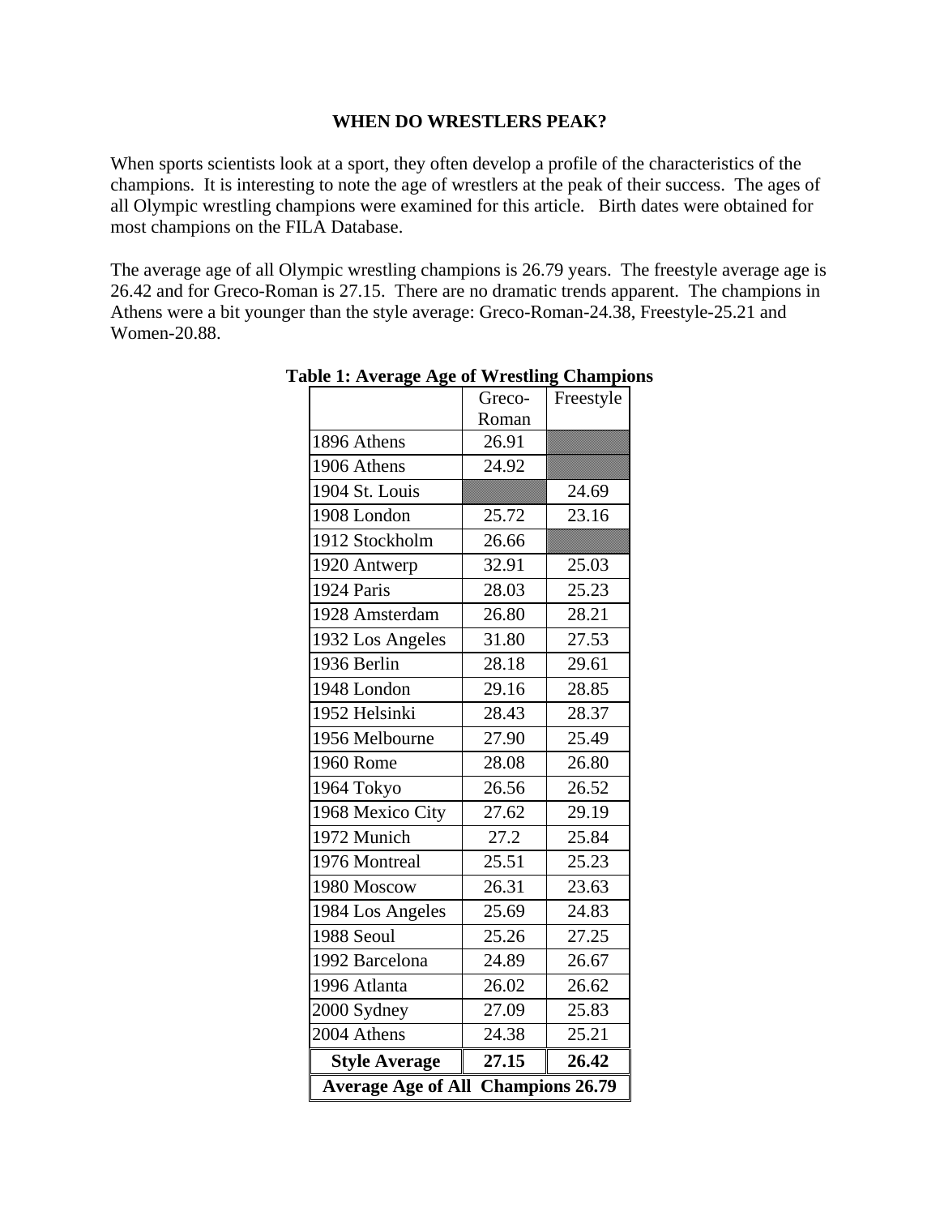# WHEN DO WRESTLERS PEAK?

When sports scientists look at a sport, they often develop a profile of the characteristics of the champions. It is interesting to note the age of wrestlers at the peak of their success. The ages of all Olympic wrestling champions were examined for this article. Birth dates were obtained for most champions on the FILA Database.

The average age of all Olympic wrestling champions is 26.79 years. The freestyle average age is 26.42 and for Greco-Roman is 27.15. There are no dramatic trends apparent. The champions in Athens were a bit younger than the style average: Greco-Roman-24.38, Freestyle-25.21 and Women-20.88.

**Table 1: Average Age of Wrestling Champions**

| | Greco-Roman | Freestyle |
|---|---|---|
| 1896 Athens | 26.91 | |
| 1906 Athens | 24.92 | |
| 1904 St. Louis | | 24.69 |
| 1908 London | 25.72 | 23.16 |
| 1912 Stockholm | 26.66 | |
| 1920 Antwerp | 32.91 | 25.03 |
| 1924 Paris | 28.03 | 25.23 |
| 1928 Amsterdam | 26.80 | 28.21 |
| 1932 Los Angeles | 31.80 | 27.53 |
| 1936 Berlin | 28.18 | 29.61 |
| 1948 London | 29.16 | 28.85 |
| 1952 Helsinki | 28.43 | 28.37 |
| 1956 Melbourne | 27.90 | 25.49 |
| 1960 Rome | 28.08 | 26.80 |
| 1964 Tokyo | 26.56 | 26.52 |
| 1968 Mexico City | 27.62 | 29.19 |
| 1972 Munich | 27.2 | 25.84 |
| 1976 Montreal | 25.51 | 25.23 |
| 1980 Moscow | 26.31 | 23.63 |
| 1984 Los Angeles | 25.69 | 24.83 |
| 1988 Seoul | 25.26 | 27.25 |
| 1992 Barcelona | 24.89 | 26.67 |
| 1996 Atlanta | 26.02 | 26.62 |
| 2000 Sydney | 27.09 | 25.83 |
| 2004 Athens | 24.38 | 25.21 |
| **Style Average** | **27.15** | **26.42** |
| **Average Age of All Champions 26.79** | | |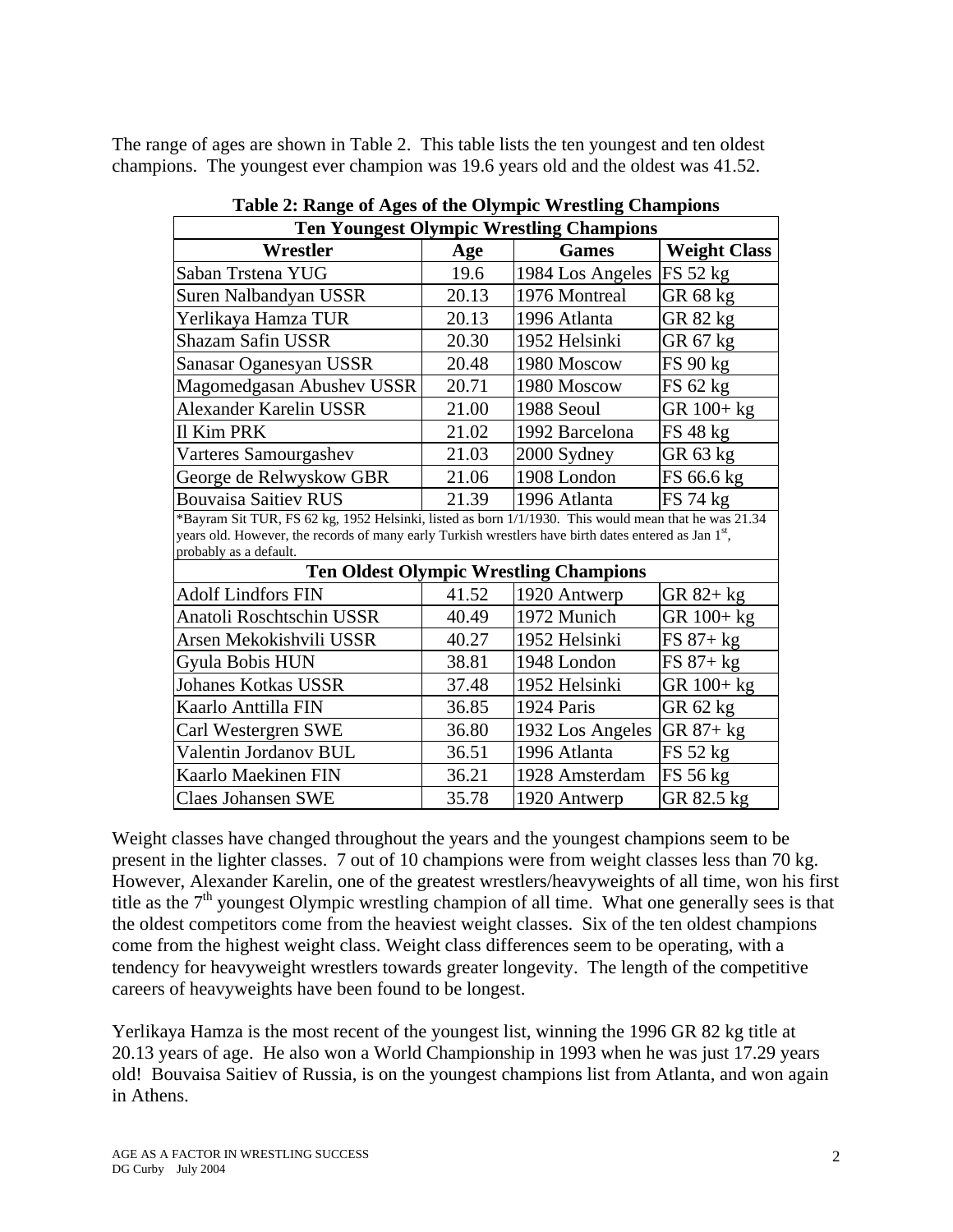The range of ages are shown in Table 2. This table lists the ten youngest and ten oldest champions. The youngest ever champion was 19.6 years old and the oldest was 41.52.

**Table 2: Range of Ages of the Olympic Wrestling Champions**

| Ten Youngest Olympic Wrestling Champions | | | |
|---|---|---|---|
| **Wrestler** | **Age** | **Games** | **Weight Class** |
| Saban Trstena YUG | 19.6 | 1984 Los Angeles | FS 52 kg |
| Suren Nalbandyan USSR | 20.13 | 1976 Montreal | GR 68 kg |
| Yerlikaya Hamza TUR | 20.13 | 1996 Atlanta | GR 82 kg |
| Shazam Safin USSR | 20.30 | 1952 Helsinki | GR 67 kg |
| Sanasar Oganesyan USSR | 20.48 | 1980 Moscow | FS 90 kg |
| Magomedgasan Abushev USSR | 20.71 | 1980 Moscow | FS 62 kg |
| Alexander Karelin USSR | 21.00 | 1988 Seoul | GR 100+ kg |
| Il Kim PRK | 21.02 | 1992 Barcelona | FS 48 kg |
| Varteres Samourgashev | 21.03 | 2000 Sydney | GR 63 kg |
| George de Relwyskow GBR | 21.06 | 1908 London | FS 66.6 kg |
| Bouvaisa Saitiev RUS | 21.39 | 1996 Atlanta | FS 74 kg |
| *Bayram Sit TUR, FS 62 kg, 1952 Helsinki, listed as born 1/1/1930. This would mean that he was 21.34 years old. However, the records of many early Turkish wrestlers have birth dates entered as Jan 1st, probably as a default. | | | |
| **Ten Oldest Olympic Wrestling Champions** | | | |
| Adolf Lindfors FIN | 41.52 | 1920 Antwerp | GR 82+ kg |
| Anatoli Roschtschin USSR | 40.49 | 1972 Munich | GR 100+ kg |
| Arsen Mekokishvili USSR | 40.27 | 1952 Helsinki | FS 87+ kg |
| Gyula Bobis HUN | 38.81 | 1948 London | FS 87+ kg |
| Johanes Kotkas USSR | 37.48 | 1952 Helsinki | GR 100+ kg |
| Kaarlo Anttilla FIN | 36.85 | 1924 Paris | GR 62 kg |
| Carl Westergren SWE | 36.80 | 1932 Los Angeles | GR 87+ kg |
| Valentin Jordanov BUL | 36.51 | 1996 Atlanta | FS 52 kg |
| Kaarlo Maekinen FIN | 36.21 | 1928 Amsterdam | FS 56 kg |
| Claes Johansen SWE | 35.78 | 1920 Antwerp | GR 82.5 kg |

Weight classes have changed throughout the years and the youngest champions seem to be present in the lighter classes. 7 out of 10 champions were from weight classes less than 70 kg. However, Alexander Karelin, one of the greatest wrestlers/heavyweights of all time, won his first title as the 7th youngest Olympic wrestling champion of all time. What one generally sees is that the oldest competitors come from the heaviest weight classes. Six of the ten oldest champions come from the highest weight class. Weight class differences seem to be operating, with a tendency for heavyweight wrestlers towards greater longevity. The length of the competitive careers of heavyweights have been found to be longest.

Yerlikaya Hamza is the most recent of the youngest list, winning the 1996 GR 82 kg title at 20.13 years of age. He also won a World Championship in 1993 when he was just 17.29 years old! Bouvaisa Saitiev of Russia, is on the youngest champions list from Atlanta, and won again in Athens.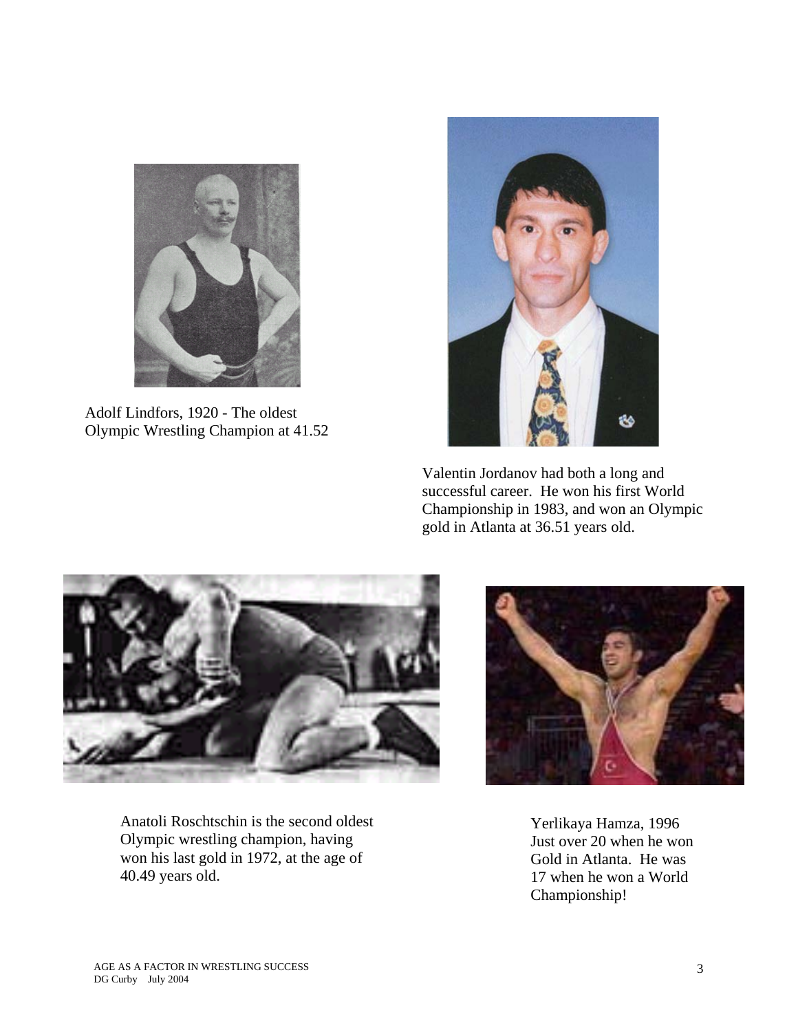Adolf Lindfors, 1920 - The oldest Olympic Wrestling Champion at 41.52

Valentin Jordanov had both a long and successful career. He won his first World Championship in 1983, and won an Olympic gold in Atlanta at 36.51 years old.

Anatoli Roschtschin is the second oldest Olympic wrestling champion, having won his last gold in 1972, at the age of 40.49 years old.

Yerlikaya Hamza, 1996
Just over 20 when he won Gold in Atlanta. He was 17 when he won a World Championship!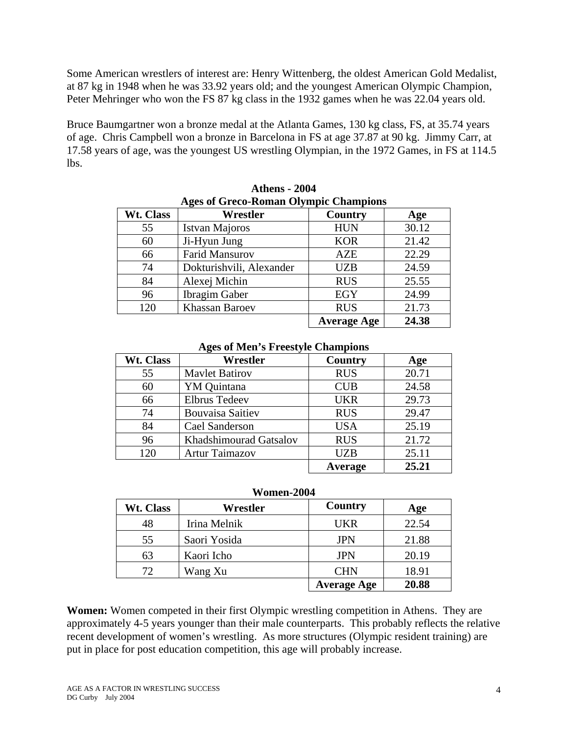Some American wrestlers of interest are: Henry Wittenberg, the oldest American Gold Medalist, at 87 kg in 1948 when he was 33.92 years old; and the youngest American Olympic Champion, Peter Mehringer who won the FS 87 kg class in the 1932 games when he was 22.04 years old.

Bruce Baumgartner won a bronze medal at the Atlanta Games, 130 kg class, FS, at 35.74 years of age. Chris Campbell won a bronze in Barcelona in FS at age 37.87 at 90 kg. Jimmy Carr, at 17.58 years of age, was the youngest US wrestling Olympian, in the 1972 Games, in FS at 114.5 lbs.

**Athens - 2004**

**Ages of Greco-Roman Olympic Champions**

| Wt. Class | Wrestler | Country | Age |
|---|---|---|---|
| 55 | Istvan Majoros | HUN | 30.12 |
| 60 | Ji-Hyun Jung | KOR | 21.42 |
| 66 | Farid Mansurov | AZE | 22.29 |
| 74 | Dokturishvili, Alexander | UZB | 24.59 |
| 84 | Alexej Michin | RUS | 25.55 |
| 96 | Ibragim Gaber | EGY | 24.99 |
| 120 | Khassan Baroev | RUS | 21.73 |
| | | **Average Age** | **24.38** |

**Ages of Men's Freestyle Champions**

| Wt. Class | Wrestler | Country | Age |
|---|---|---|---|
| 55 | Mavlet Batirov | RUS | 20.71 |
| 60 | YM Quintana | CUB | 24.58 |
| 66 | Elbrus Tedeev | UKR | 29.73 |
| 74 | Bouvaisa Saitiev | RUS | 29.47 |
| 84 | Cael Sanderson | USA | 25.19 |
| 96 | Khadshimourad Gatsalov | RUS | 21.72 |
| 120 | Artur Taimazov | UZB | 25.11 |
| | | **Average** | **25.21** |

**Women-2004**

| Wt. Class | Wrestler | Country | Age |
|---|---|---|---|
| 48 | Irina Melnik | UKR | 22.54 |
| 55 | Saori Yosida | JPN | 21.88 |
| 63 | Kaori Icho | JPN | 20.19 |
| 72 | Wang Xu | CHN | 18.91 |
| | | **Average Age** | **20.88** |

**Women:** Women competed in their first Olympic wrestling competition in Athens. They are approximately 4-5 years younger than their male counterparts. This probably reflects the relative recent development of women's wrestling. As more structures (Olympic resident training) are put in place for post education competition, this age will probably increase.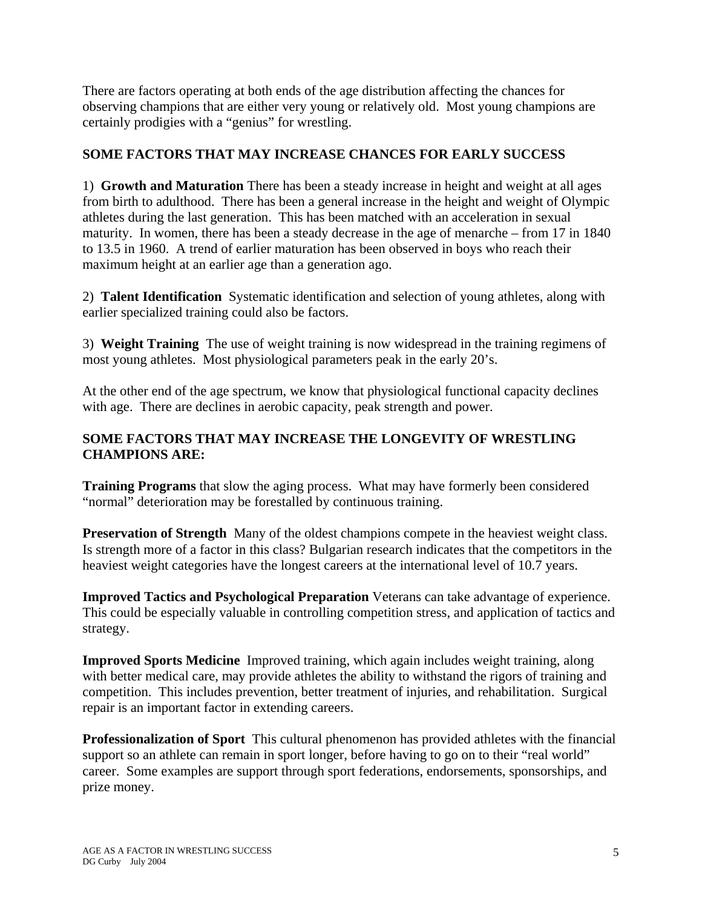There are factors operating at both ends of the age distribution affecting the chances for observing champions that are either very young or relatively old. Most young champions are certainly prodigies with a "genius" for wrestling.

## SOME FACTORS THAT MAY INCREASE CHANCES FOR EARLY SUCCESS

1) **Growth and Maturation** There has been a steady increase in height and weight at all ages from birth to adulthood. There has been a general increase in the height and weight of Olympic athletes during the last generation. This has been matched with an acceleration in sexual maturity. In women, there has been a steady decrease in the age of menarche – from 17 in 1840 to 13.5 in 1960. A trend of earlier maturation has been observed in boys who reach their maximum height at an earlier age than a generation ago.

2) **Talent Identification** Systematic identification and selection of young athletes, along with earlier specialized training could also be factors.

3) **Weight Training** The use of weight training is now widespread in the training regimens of most young athletes. Most physiological parameters peak in the early 20's.

At the other end of the age spectrum, we know that physiological functional capacity declines with age. There are declines in aerobic capacity, peak strength and power.

## SOME FACTORS THAT MAY INCREASE THE LONGEVITY OF WRESTLING CHAMPIONS ARE:

**Training Programs** that slow the aging process. What may have formerly been considered "normal" deterioration may be forestalled by continuous training.

**Preservation of Strength** Many of the oldest champions compete in the heaviest weight class. Is strength more of a factor in this class? Bulgarian research indicates that the competitors in the heaviest weight categories have the longest careers at the international level of 10.7 years.

**Improved Tactics and Psychological Preparation** Veterans can take advantage of experience. This could be especially valuable in controlling competition stress, and application of tactics and strategy.

**Improved Sports Medicine** Improved training, which again includes weight training, along with better medical care, may provide athletes the ability to withstand the rigors of training and competition. This includes prevention, better treatment of injuries, and rehabilitation. Surgical repair is an important factor in extending careers.

**Professionalization of Sport** This cultural phenomenon has provided athletes with the financial support so an athlete can remain in sport longer, before having to go on to their "real world" career. Some examples are support through sport federations, endorsements, sponsorships, and prize money.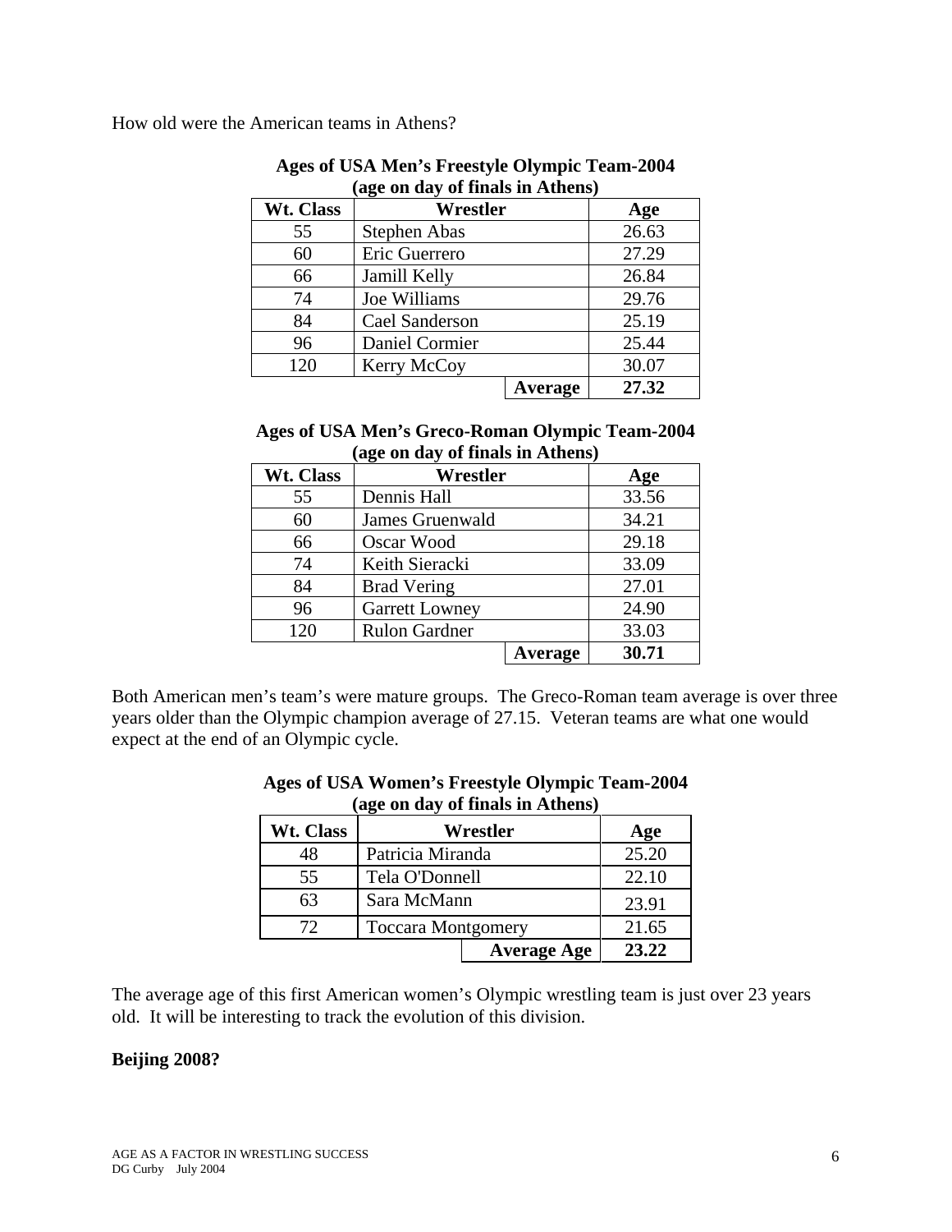How old were the American teams in Athens?

**Ages of USA Men's Freestyle Olympic Team-2004**
**(age on day of finals in Athens)**

| Wt. Class | Wrestler | | Age |
|---|---|---|---|
| 55 | Stephen Abas | | 26.63 |
| 60 | Eric Guerrero | | 27.29 |
| 66 | Jamill Kelly | | 26.84 |
| 74 | Joe Williams | | 29.76 |
| 84 | Cael Sanderson | | 25.19 |
| 96 | Daniel Cormier | | 25.44 |
| 120 | Kerry McCoy | | 30.07 |
| | | **Average** | **27.32** |

**Ages of USA Men's Greco-Roman Olympic Team-2004**
**(age on day of finals in Athens)**

| Wt. Class | Wrestler | | Age |
|---|---|---|---|
| 55 | Dennis Hall | | 33.56 |
| 60 | James Gruenwald | | 34.21 |
| 66 | Oscar Wood | | 29.18 |
| 74 | Keith Sieracki | | 33.09 |
| 84 | Brad Vering | | 27.01 |
| 96 | Garrett Lowney | | 24.90 |
| 120 | Rulon Gardner | | 33.03 |
| | | **Average** | **30.71** |

Both American men's team's were mature groups. The Greco-Roman team average is over three years older than the Olympic champion average of 27.15. Veteran teams are what one would expect at the end of an Olympic cycle.

**Ages of USA Women's Freestyle Olympic Team-2004**
**(age on day of finals in Athens)**

| Wt. Class | Wrestler | | Age |
|---|---|---|---|
| 48 | Patricia Miranda | | 25.20 |
| 55 | Tela O'Donnell | | 22.10 |
| 63 | Sara McMann | | 23.91 |
| 72 | Toccara Montgomery | | 21.65 |
| | | **Average Age** | **23.22** |

The average age of this first American women's Olympic wrestling team is just over 23 years old. It will be interesting to track the evolution of this division.

**Beijing 2008?**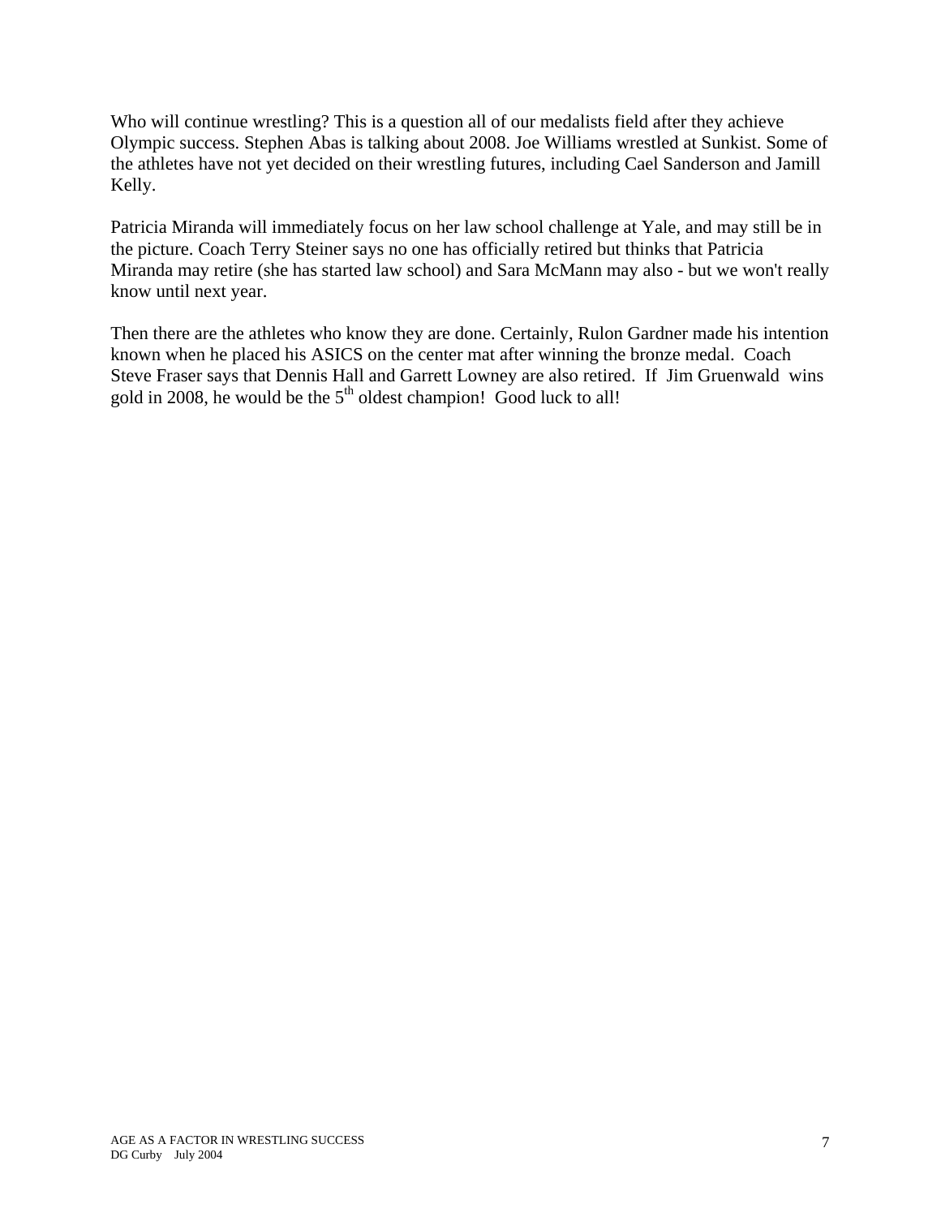Who will continue wrestling? This is a question all of our medalists field after they achieve Olympic success. Stephen Abas is talking about 2008. Joe Williams wrestled at Sunkist. Some of the athletes have not yet decided on their wrestling futures, including Cael Sanderson and Jamill Kelly.

Patricia Miranda will immediately focus on her law school challenge at Yale, and may still be in the picture. Coach Terry Steiner says no one has officially retired but thinks that Patricia Miranda may retire (she has started law school) and Sara McMann may also - but we won't really know until next year.

Then there are the athletes who know they are done. Certainly, Rulon Gardner made his intention known when he placed his ASICS on the center mat after winning the bronze medal. Coach Steve Fraser says that Dennis Hall and Garrett Lowney are also retired. If Jim Gruenwald wins gold in 2008, he would be the 5th oldest champion! Good luck to all!